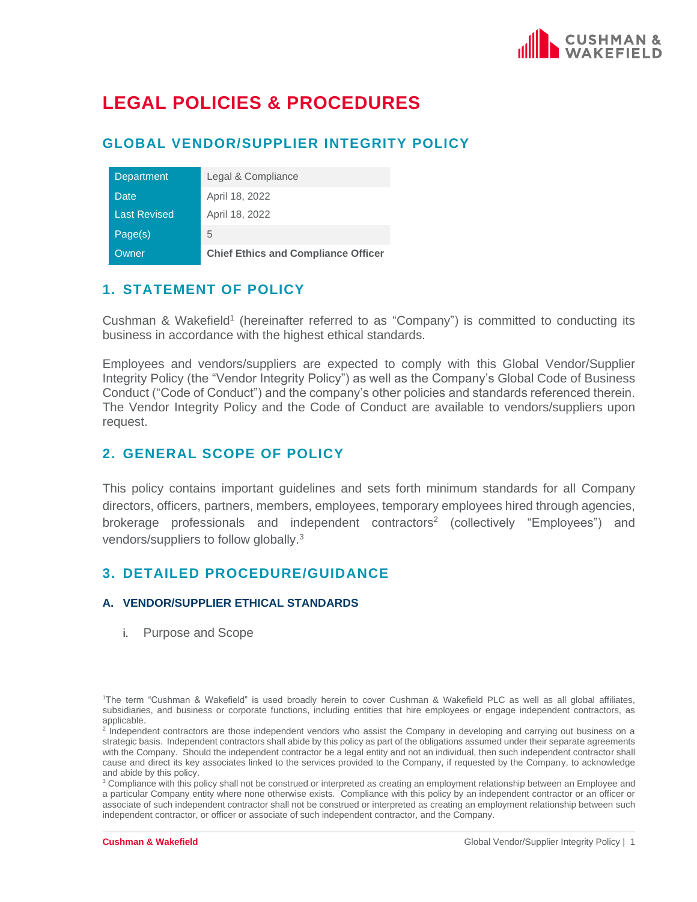# LEGAL POLICIES & PROCEDURES

## GLOBAL VENDOR/SUPPLIER INTEGRITY POLICY

| Department | Legal & Compliance |
|---|---|
| Date | April 18, 2022 |
| Last Revised | April 18, 2022 |
| Page(s) | 5 |
| Owner | **Chief Ethics and Compliance Officer** |

## 1. STATEMENT OF POLICY

Cushman & Wakefield[1] (hereinafter referred to as "Company") is committed to conducting its business in accordance with the highest ethical standards.

Employees and vendors/suppliers are expected to comply with this Global Vendor/Supplier Integrity Policy (the "Vendor Integrity Policy") as well as the Company's Global Code of Business Conduct ("Code of Conduct") and the company's other policies and standards referenced therein. The Vendor Integrity Policy and the Code of Conduct are available to vendors/suppliers upon request.

## 2. GENERAL SCOPE OF POLICY

This policy contains important guidelines and sets forth minimum standards for all Company directors, officers, partners, members, employees, temporary employees hired through agencies, brokerage professionals and independent contractors[2] (collectively "Employees") and vendors/suppliers to follow globally.[3]

## 3. DETAILED PROCEDURE/GUIDANCE

### A. VENDOR/SUPPLIER ETHICAL STANDARDS

i. Purpose and Scope

---

[1]The term "Cushman & Wakefield" is used broadly herein to cover Cushman & Wakefield PLC as well as all global affiliates, subsidiaries, and business or corporate functions, including entities that hire employees or engage independent contractors, as applicable.

[2] Independent contractors are those independent vendors who assist the Company in developing and carrying out business on a strategic basis. Independent contractors shall abide by this policy as part of the obligations assumed under their separate agreements with the Company. Should the independent contractor be a legal entity and not an individual, then such independent contractor shall cause and direct its key associates linked to the services provided to the Company, if requested by the Company, to acknowledge and abide by this policy.

[3] Compliance with this policy shall not be construed or interpreted as creating an employment relationship between an Employee and a particular Company entity where none otherwise exists. Compliance with this policy by an independent contractor or an officer or associate of such independent contractor shall not be construed or interpreted as creating an employment relationship between such independent contractor, or officer or associate of such independent contractor, and the Company.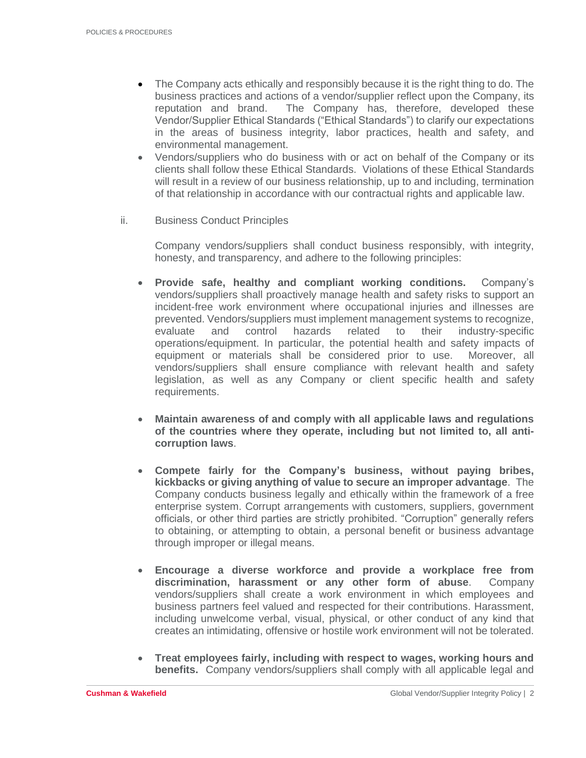- The Company acts ethically and responsibly because it is the right thing to do. The business practices and actions of a vendor/supplier reflect upon the Company, its reputation and brand. The Company has, therefore, developed these Vendor/Supplier Ethical Standards ("Ethical Standards") to clarify our expectations in the areas of business integrity, labor practices, health and safety, and environmental management.
- Vendors/suppliers who do business with or act on behalf of the Company or its clients shall follow these Ethical Standards. Violations of these Ethical Standards will result in a review of our business relationship, up to and including, termination of that relationship in accordance with our contractual rights and applicable law.

ii. Business Conduct Principles

Company vendors/suppliers shall conduct business responsibly, with integrity, honesty, and transparency, and adhere to the following principles:

- **Provide safe, healthy and compliant working conditions.** Company's vendors/suppliers shall proactively manage health and safety risks to support an incident-free work environment where occupational injuries and illnesses are prevented. Vendors/suppliers must implement management systems to recognize, evaluate and control hazards related to their industry-specific operations/equipment. In particular, the potential health and safety impacts of equipment or materials shall be considered prior to use. Moreover, all vendors/suppliers shall ensure compliance with relevant health and safety legislation, as well as any Company or client specific health and safety requirements.

- **Maintain awareness of and comply with all applicable laws and regulations of the countries where they operate, including but not limited to, all anti-corruption laws**.

- **Compete fairly for the Company's business, without paying bribes, kickbacks or giving anything of value to secure an improper advantage**. The Company conducts business legally and ethically within the framework of a free enterprise system. Corrupt arrangements with customers, suppliers, government officials, or other third parties are strictly prohibited. "Corruption" generally refers to obtaining, or attempting to obtain, a personal benefit or business advantage through improper or illegal means.

- **Encourage a diverse workforce and provide a workplace free from discrimination, harassment or any other form of abuse**. Company vendors/suppliers shall create a work environment in which employees and business partners feel valued and respected for their contributions. Harassment, including unwelcome verbal, visual, physical, or other conduct of any kind that creates an intimidating, offensive or hostile work environment will not be tolerated.

- **Treat employees fairly, including with respect to wages, working hours and benefits.** Company vendors/suppliers shall comply with all applicable legal and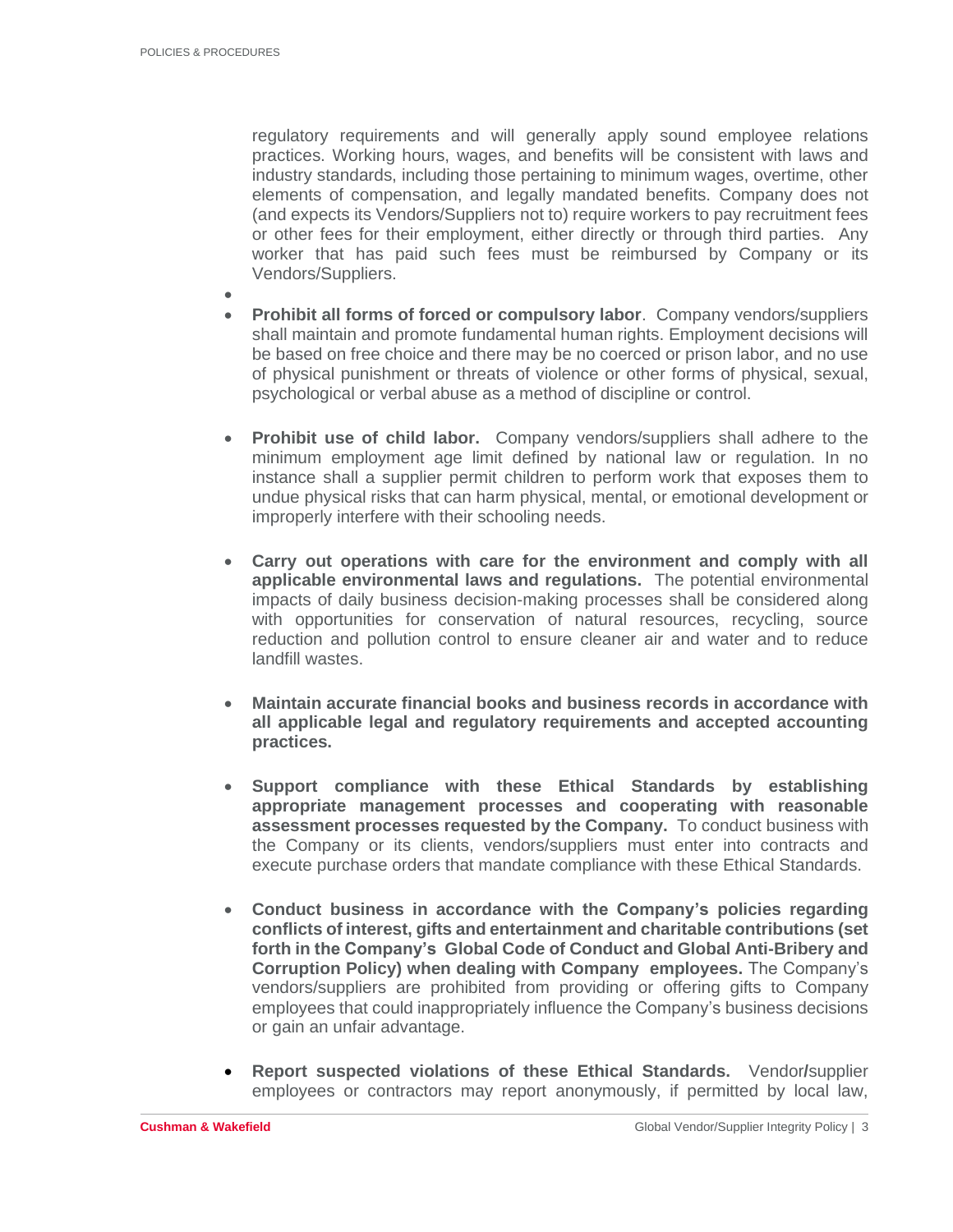regulatory requirements and will generally apply sound employee relations practices. Working hours, wages, and benefits will be consistent with laws and industry standards, including those pertaining to minimum wages, overtime, other elements of compensation, and legally mandated benefits. Company does not (and expects its Vendors/Suppliers not to) require workers to pay recruitment fees or other fees for their employment, either directly or through third parties. Any worker that has paid such fees must be reimbursed by Company or its Vendors/Suppliers.

- **Prohibit all forms of forced or compulsory labor**. Company vendors/suppliers shall maintain and promote fundamental human rights. Employment decisions will be based on free choice and there may be no coerced or prison labor, and no use of physical punishment or threats of violence or other forms of physical, sexual, psychological or verbal abuse as a method of discipline or control.

- **Prohibit use of child labor.** Company vendors/suppliers shall adhere to the minimum employment age limit defined by national law or regulation. In no instance shall a supplier permit children to perform work that exposes them to undue physical risks that can harm physical, mental, or emotional development or improperly interfere with their schooling needs.

- **Carry out operations with care for the environment and comply with all applicable environmental laws and regulations.** The potential environmental impacts of daily business decision-making processes shall be considered along with opportunities for conservation of natural resources, recycling, source reduction and pollution control to ensure cleaner air and water and to reduce landfill wastes.

- **Maintain accurate financial books and business records in accordance with all applicable legal and regulatory requirements and accepted accounting practices.**

- **Support compliance with these Ethical Standards by establishing appropriate management processes and cooperating with reasonable assessment processes requested by the Company.** To conduct business with the Company or its clients, vendors/suppliers must enter into contracts and execute purchase orders that mandate compliance with these Ethical Standards.

- **Conduct business in accordance with the Company's policies regarding conflicts of interest, gifts and entertainment and charitable contributions (set forth in the Company's Global Code of Conduct and Global Anti-Bribery and Corruption Policy) when dealing with Company employees.** The Company's vendors/suppliers are prohibited from providing or offering gifts to Company employees that could inappropriately influence the Company's business decisions or gain an unfair advantage.

- **Report suspected violations of these Ethical Standards.** Vendor/supplier employees or contractors may report anonymously, if permitted by local law,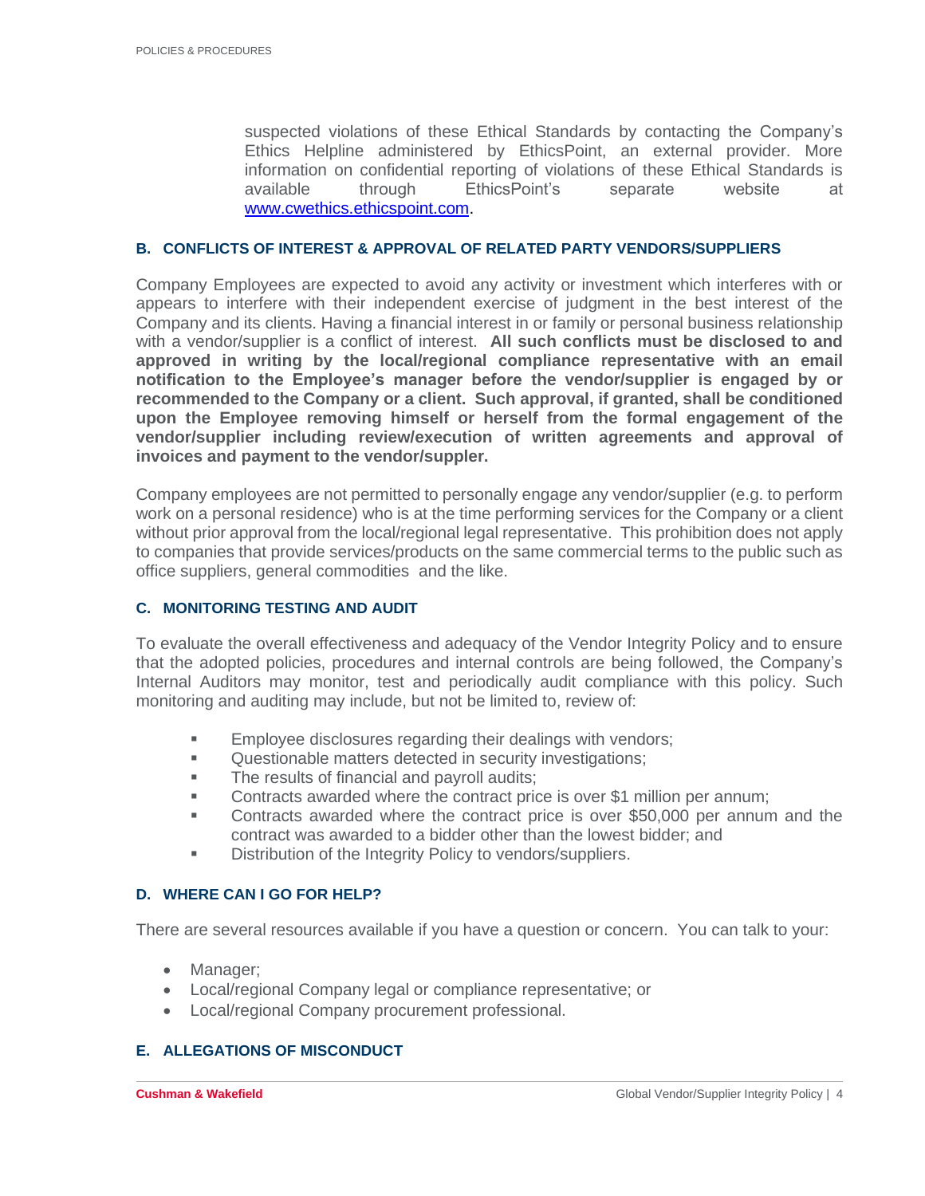suspected violations of these Ethical Standards by contacting the Company's Ethics Helpline administered by EthicsPoint, an external provider. More information on confidential reporting of violations of these Ethical Standards is available through EthicsPoint's separate website at [www.cwethics.ethicspoint.com](http://www.cwethics.ethicspoint.com).

### B. CONFLICTS OF INTEREST & APPROVAL OF RELATED PARTY VENDORS/SUPPLIERS

Company Employees are expected to avoid any activity or investment which interferes with or appears to interfere with their independent exercise of judgment in the best interest of the Company and its clients. Having a financial interest in or family or personal business relationship with a vendor/supplier is a conflict of interest. **All such conflicts must be disclosed to and approved in writing by the local/regional compliance representative with an email notification to the Employee's manager before the vendor/supplier is engaged by or recommended to the Company or a client. Such approval, if granted, shall be conditioned upon the Employee removing himself or herself from the formal engagement of the vendor/supplier including review/execution of written agreements and approval of invoices and payment to the vendor/suppler.**

Company employees are not permitted to personally engage any vendor/supplier (e.g. to perform work on a personal residence) who is at the time performing services for the Company or a client without prior approval from the local/regional legal representative. This prohibition does not apply to companies that provide services/products on the same commercial terms to the public such as office suppliers, general commodities and the like.

### C. MONITORING TESTING AND AUDIT

To evaluate the overall effectiveness and adequacy of the Vendor Integrity Policy and to ensure that the adopted policies, procedures and internal controls are being followed, the Company's Internal Auditors may monitor, test and periodically audit compliance with this policy. Such monitoring and auditing may include, but not be limited to, review of:

- Employee disclosures regarding their dealings with vendors;
- Questionable matters detected in security investigations;
- The results of financial and payroll audits;
- Contracts awarded where the contract price is over $1 million per annum;
- Contracts awarded where the contract price is over $50,000 per annum and the contract was awarded to a bidder other than the lowest bidder; and
- Distribution of the Integrity Policy to vendors/suppliers.

### D. WHERE CAN I GO FOR HELP?

There are several resources available if you have a question or concern. You can talk to your:

- Manager;
- Local/regional Company legal or compliance representative; or
- Local/regional Company procurement professional.

### E. ALLEGATIONS OF MISCONDUCT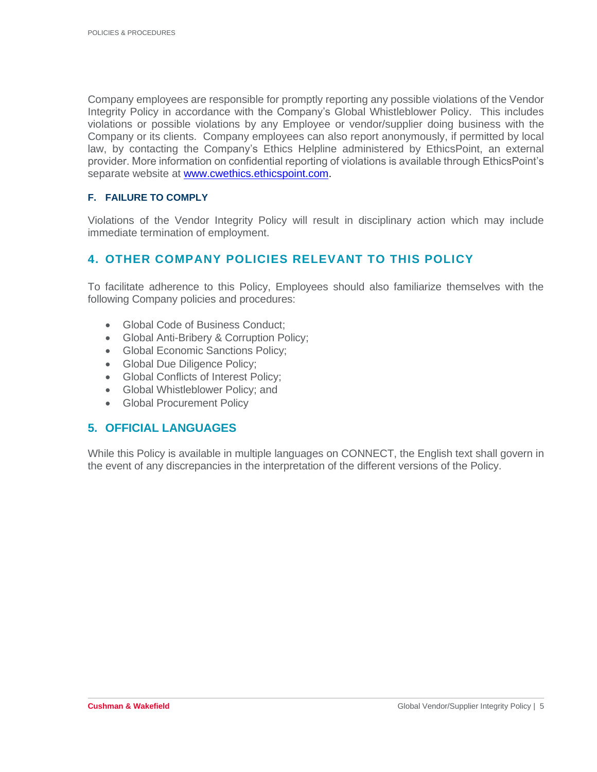Company employees are responsible for promptly reporting any possible violations of the Vendor Integrity Policy in accordance with the Company's Global Whistleblower Policy. This includes violations or possible violations by any Employee or vendor/supplier doing business with the Company or its clients. Company employees can also report anonymously, if permitted by local law, by contacting the Company's Ethics Helpline administered by EthicsPoint, an external provider. More information on confidential reporting of violations is available through EthicsPoint's separate website at [www.cwethics.ethicspoint.com](http://www.cwethics.ethicspoint.com).

#### F. FAILURE TO COMPLY

Violations of the Vendor Integrity Policy will result in disciplinary action which may include immediate termination of employment.

## 4. OTHER COMPANY POLICIES RELEVANT TO THIS POLICY

To facilitate adherence to this Policy, Employees should also familiarize themselves with the following Company policies and procedures:

- Global Code of Business Conduct;
- Global Anti-Bribery & Corruption Policy;
- Global Economic Sanctions Policy;
- Global Due Diligence Policy;
- Global Conflicts of Interest Policy;
- Global Whistleblower Policy; and
- Global Procurement Policy

## 5. OFFICIAL LANGUAGES

While this Policy is available in multiple languages on CONNECT, the English text shall govern in the event of any discrepancies in the interpretation of the different versions of the Policy.